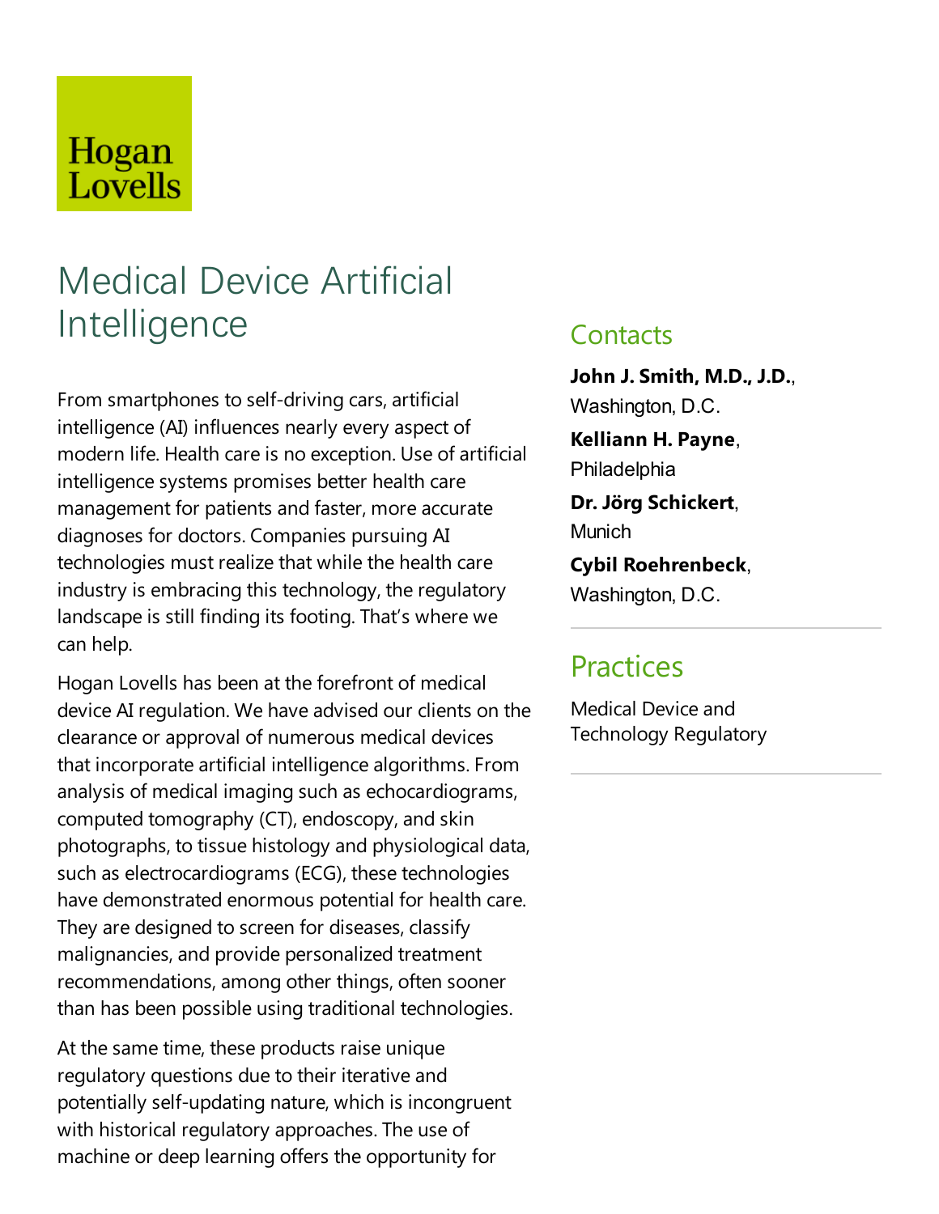Hogan Lovells

# Medical Device Artificial Intelligence

From smartphones to self-driving cars, artificial intelligence (AI) influences nearly every aspect of modern life. Health care is no exception. Use of artificial intelligence systems promises better health care management for patients and faster, more accurate diagnoses for doctors. Companies pursuing AI technologies must realize that while the health care industry is embracing this technology, the regulatory landscape is still finding its footing. That's where we can help.

Hogan Lovells has been at the forefront of medical device AI regulation. We have advised our clients on the clearance or approval of numerous medical devices that incorporate artificial intelligence algorithms. From analysis of medical imaging such as echocardiograms, computed tomography (CT), endoscopy, and skin photographs, to tissue histology and physiological data, such as electrocardiograms (ECG), these technologies have demonstrated enormous potential for health care. They are designed to screen for diseases, classify malignancies, and provide personalized treatment recommendations, among other things, often sooner than has been possible using traditional technologies.

At the same time, these products raise unique regulatory questions due to their iterative and potentially self-updating nature, which is incongruent with historical regulatory approaches. The use of machine or deep learning offers the opportunity for

## Contacts

**John J. Smith, M.D., J.D.**, Washington, D.C.

**Kelliann H. Payne**, Philadelphia

**Dr. Jörg Schickert**, Munich

**Cybil Roehrenbeck**, Washington, D.C.

## Practices

Medical Device and Technology Regulatory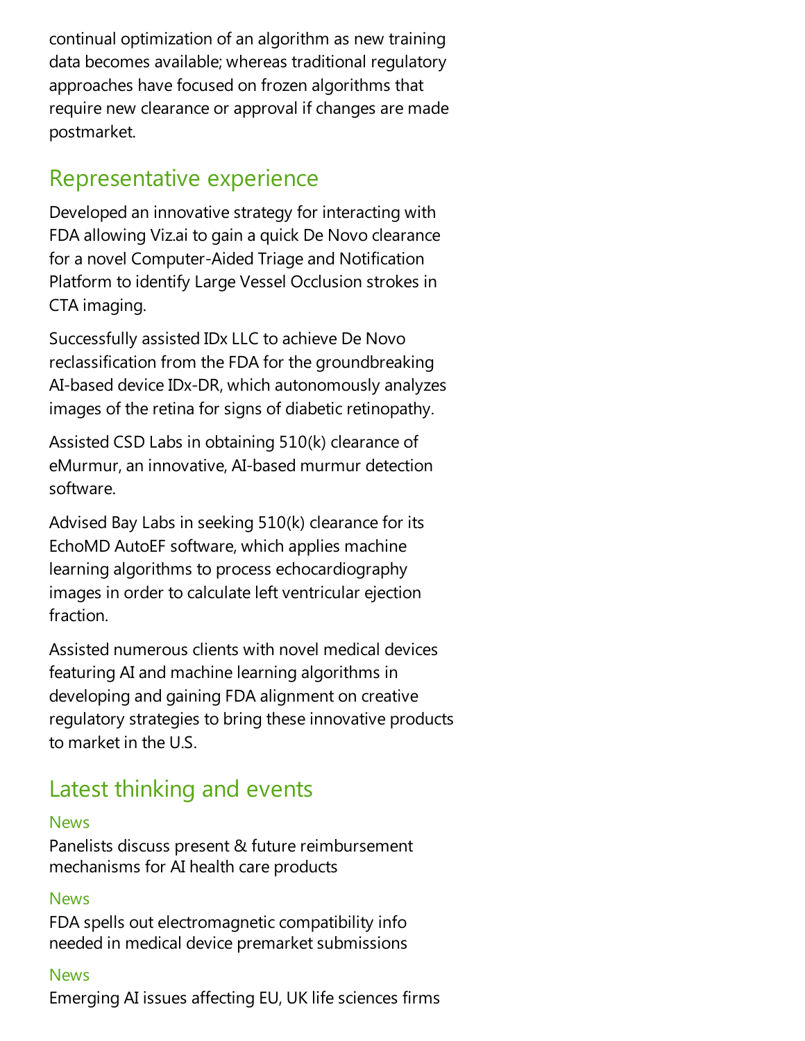continual optimization of an algorithm as new training data becomes available; whereas traditional regulatory approaches have focused on frozen algorithms that require new clearance or approval if changes are made postmarket.

## Representative experience

Developed an innovative strategy for interacting with FDA allowing Viz.ai to gain a quick De Novo clearance for a novel Computer-Aided Triage and Notification Platform to identify Large Vessel Occlusion strokes in CTA imaging.

Successfully assisted IDx LLC to achieve De Novo reclassification from the FDA for the groundbreaking AI-based device IDx-DR, which autonomously analyzes images of the retina for signs of diabetic retinopathy.

Assisted CSD Labs in obtaining 510(k) clearance of eMurmur, an innovative, AI-based murmur detection software.

Advised Bay Labs in seeking 510(k) clearance for its EchoMD AutoEF software, which applies machine learning algorithms to process echocardiography images in order to calculate left ventricular ejection fraction.

Assisted numerous clients with novel medical devices featuring AI and machine learning algorithms in developing and gaining FDA alignment on creative regulatory strategies to bring these innovative products to market in the U.S.

## Latest thinking and events

News

Panelists discuss present & future reimbursement mechanisms for AI health care products

News

FDA spells out electromagnetic compatibility info needed in medical device premarket submissions

News

Emerging AI issues affecting EU, UK life sciences firms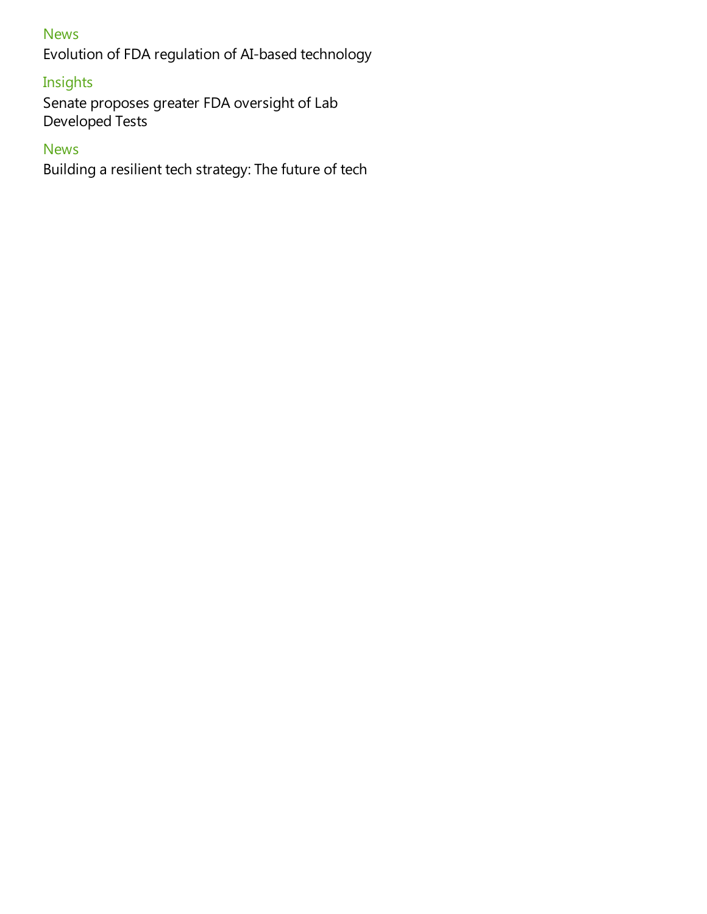News

Evolution of FDA regulation of AI-based technology

Insights

Senate proposes greater FDA oversight of Lab Developed Tests

News

Building a resilient tech strategy: The future of tech